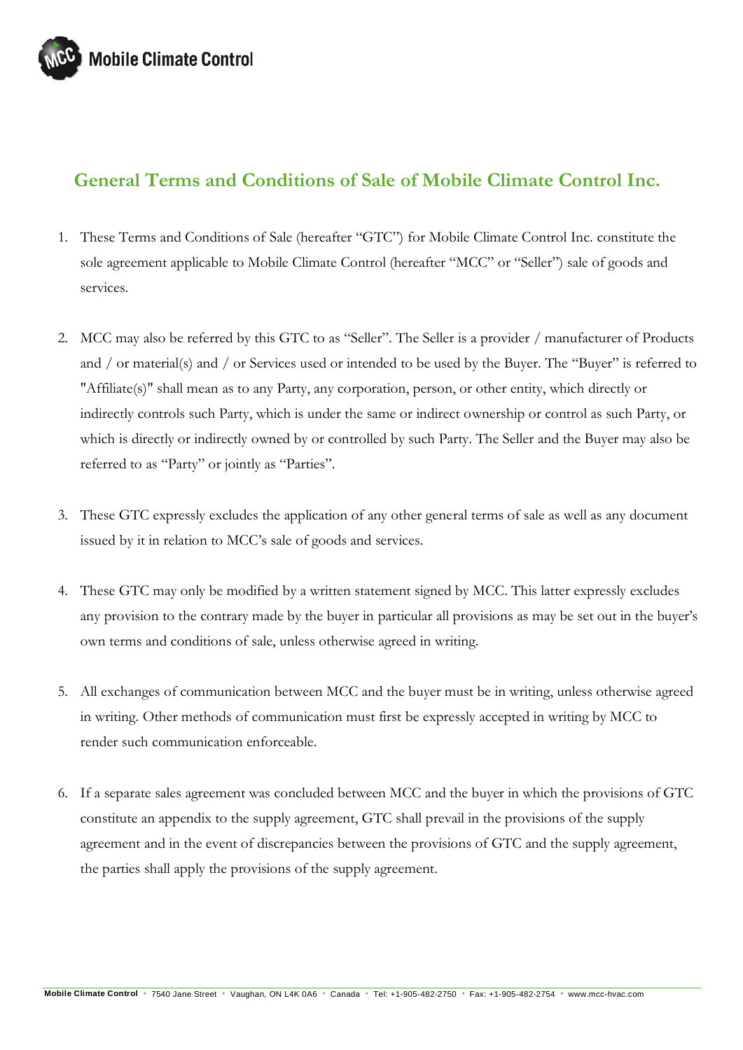# General Terms and Conditions of Sale of Mobile Climate Control Inc.

1. These Terms and Conditions of Sale (hereafter "GTC") for Mobile Climate Control Inc. constitute the sole agreement applicable to Mobile Climate Control (hereafter "MCC" or "Seller") sale of goods and services.

2. MCC may also be referred by this GTC to as "Seller". The Seller is a provider / manufacturer of Products and / or material(s) and / or Services used or intended to be used by the Buyer. The "Buyer" is referred to "Affiliate(s)" shall mean as to any Party, any corporation, person, or other entity, which directly or indirectly controls such Party, which is under the same or indirect ownership or control as such Party, or which is directly or indirectly owned by or controlled by such Party. The Seller and the Buyer may also be referred to as "Party" or jointly as "Parties".

3. These GTC expressly excludes the application of any other general terms of sale as well as any document issued by it in relation to MCC's sale of goods and services.

4. These GTC may only be modified by a written statement signed by MCC. This latter expressly excludes any provision to the contrary made by the buyer in particular all provisions as may be set out in the buyer's own terms and conditions of sale, unless otherwise agreed in writing.

5. All exchanges of communication between MCC and the buyer must be in writing, unless otherwise agreed in writing. Other methods of communication must first be expressly accepted in writing by MCC to render such communication enforceable.

6. If a separate sales agreement was concluded between MCC and the buyer in which the provisions of GTC constitute an appendix to the supply agreement, GTC shall prevail in the provisions of the supply agreement and in the event of discrepancies between the provisions of GTC and the supply agreement, the parties shall apply the provisions of the supply agreement.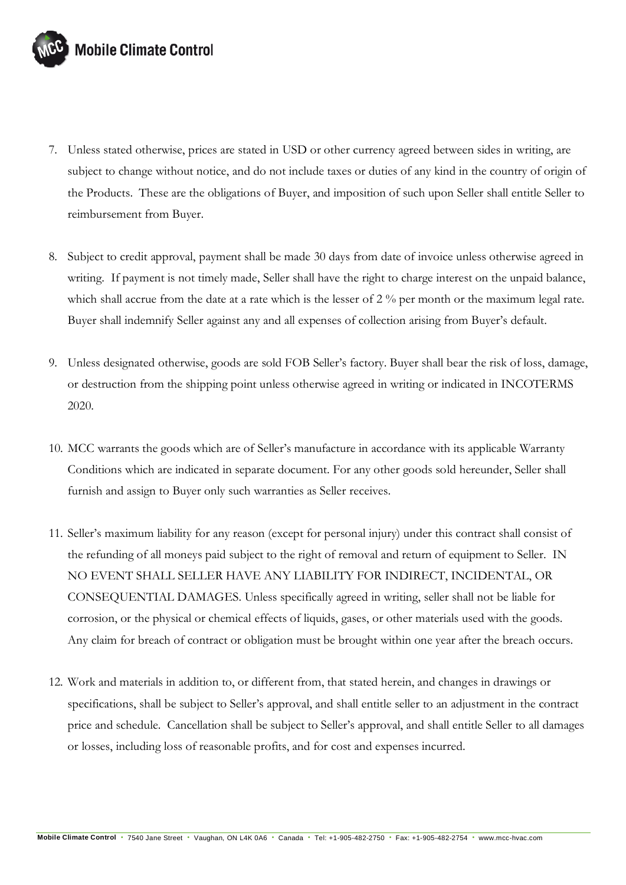7. Unless stated otherwise, prices are stated in USD or other currency agreed between sides in writing, are subject to change without notice, and do not include taxes or duties of any kind in the country of origin of the Products. These are the obligations of Buyer, and imposition of such upon Seller shall entitle Seller to reimbursement from Buyer.

8. Subject to credit approval, payment shall be made 30 days from date of invoice unless otherwise agreed in writing. If payment is not timely made, Seller shall have the right to charge interest on the unpaid balance, which shall accrue from the date at a rate which is the lesser of 2 % per month or the maximum legal rate. Buyer shall indemnify Seller against any and all expenses of collection arising from Buyer's default.

9. Unless designated otherwise, goods are sold FOB Seller's factory. Buyer shall bear the risk of loss, damage, or destruction from the shipping point unless otherwise agreed in writing or indicated in INCOTERMS 2020.

10. MCC warrants the goods which are of Seller's manufacture in accordance with its applicable Warranty Conditions which are indicated in separate document. For any other goods sold hereunder, Seller shall furnish and assign to Buyer only such warranties as Seller receives.

11. Seller's maximum liability for any reason (except for personal injury) under this contract shall consist of the refunding of all moneys paid subject to the right of removal and return of equipment to Seller. IN NO EVENT SHALL SELLER HAVE ANY LIABILITY FOR INDIRECT, INCIDENTAL, OR CONSEQUENTIAL DAMAGES. Unless specifically agreed in writing, seller shall not be liable for corrosion, or the physical or chemical effects of liquids, gases, or other materials used with the goods. Any claim for breach of contract or obligation must be brought within one year after the breach occurs.

12. Work and materials in addition to, or different from, that stated herein, and changes in drawings or specifications, shall be subject to Seller's approval, and shall entitle seller to an adjustment in the contract price and schedule. Cancellation shall be subject to Seller's approval, and shall entitle Seller to all damages or losses, including loss of reasonable profits, and for cost and expenses incurred.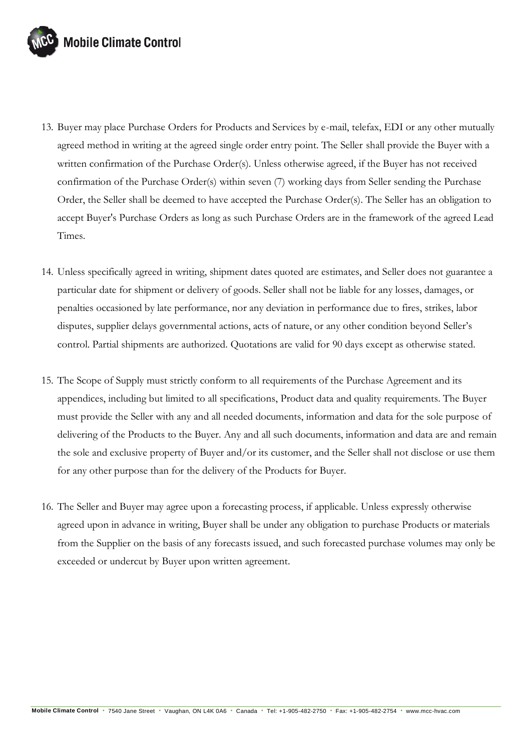13. Buyer may place Purchase Orders for Products and Services by e-mail, telefax, EDI or any other mutually agreed method in writing at the agreed single order entry point. The Seller shall provide the Buyer with a written confirmation of the Purchase Order(s). Unless otherwise agreed, if the Buyer has not received confirmation of the Purchase Order(s) within seven (7) working days from Seller sending the Purchase Order, the Seller shall be deemed to have accepted the Purchase Order(s). The Seller has an obligation to accept Buyer's Purchase Orders as long as such Purchase Orders are in the framework of the agreed Lead Times.

14. Unless specifically agreed in writing, shipment dates quoted are estimates, and Seller does not guarantee a particular date for shipment or delivery of goods. Seller shall not be liable for any losses, damages, or penalties occasioned by late performance, nor any deviation in performance due to fires, strikes, labor disputes, supplier delays governmental actions, acts of nature, or any other condition beyond Seller's control. Partial shipments are authorized. Quotations are valid for 90 days except as otherwise stated.

15. The Scope of Supply must strictly conform to all requirements of the Purchase Agreement and its appendices, including but limited to all specifications, Product data and quality requirements. The Buyer must provide the Seller with any and all needed documents, information and data for the sole purpose of delivering of the Products to the Buyer. Any and all such documents, information and data are and remain the sole and exclusive property of Buyer and/or its customer, and the Seller shall not disclose or use them for any other purpose than for the delivery of the Products for Buyer.

16. The Seller and Buyer may agree upon a forecasting process, if applicable. Unless expressly otherwise agreed upon in advance in writing, Buyer shall be under any obligation to purchase Products or materials from the Supplier on the basis of any forecasts issued, and such forecasted purchase volumes may only be exceeded or undercut by Buyer upon written agreement.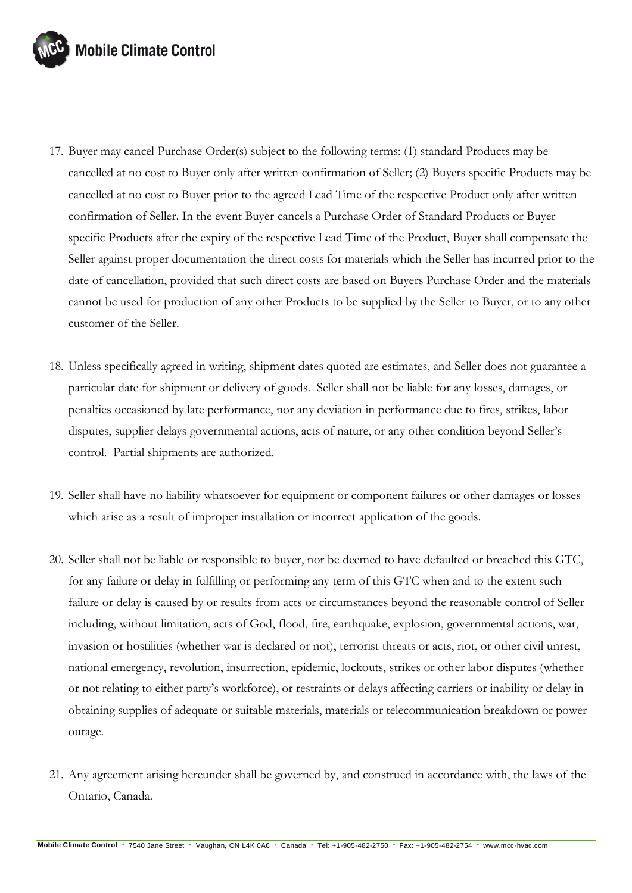17. Buyer may cancel Purchase Order(s) subject to the following terms: (1) standard Products may be cancelled at no cost to Buyer only after written confirmation of Seller; (2) Buyers specific Products may be cancelled at no cost to Buyer prior to the agreed Lead Time of the respective Product only after written confirmation of Seller. In the event Buyer cancels a Purchase Order of Standard Products or Buyer specific Products after the expiry of the respective Lead Time of the Product, Buyer shall compensate the Seller against proper documentation the direct costs for materials which the Seller has incurred prior to the date of cancellation, provided that such direct costs are based on Buyers Purchase Order and the materials cannot be used for production of any other Products to be supplied by the Seller to Buyer, or to any other customer of the Seller.

18. Unless specifically agreed in writing, shipment dates quoted are estimates, and Seller does not guarantee a particular date for shipment or delivery of goods. Seller shall not be liable for any losses, damages, or penalties occasioned by late performance, nor any deviation in performance due to fires, strikes, labor disputes, supplier delays governmental actions, acts of nature, or any other condition beyond Seller's control. Partial shipments are authorized.

19. Seller shall have no liability whatsoever for equipment or component failures or other damages or losses which arise as a result of improper installation or incorrect application of the goods.

20. Seller shall not be liable or responsible to buyer, nor be deemed to have defaulted or breached this GTC, for any failure or delay in fulfilling or performing any term of this GTC when and to the extent such failure or delay is caused by or results from acts or circumstances beyond the reasonable control of Seller including, without limitation, acts of God, flood, fire, earthquake, explosion, governmental actions, war, invasion or hostilities (whether war is declared or not), terrorist threats or acts, riot, or other civil unrest, national emergency, revolution, insurrection, epidemic, lockouts, strikes or other labor disputes (whether or not relating to either party's workforce), or restraints or delays affecting carriers or inability or delay in obtaining supplies of adequate or suitable materials, materials or telecommunication breakdown or power outage.

21. Any agreement arising hereunder shall be governed by, and construed in accordance with, the laws of the Ontario, Canada.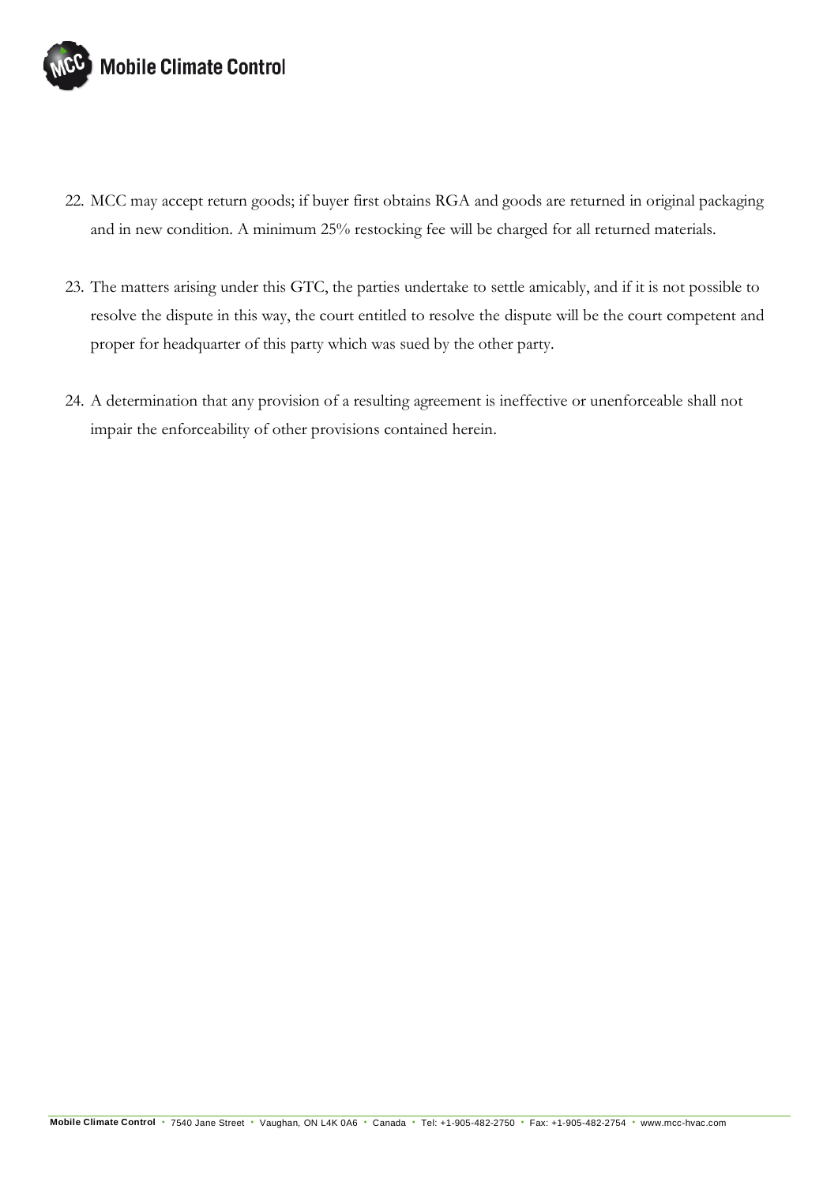22. MCC may accept return goods; if buyer first obtains RGA and goods are returned in original packaging and in new condition. A minimum 25% restocking fee will be charged for all returned materials.

23. The matters arising under this GTC, the parties undertake to settle amicably, and if it is not possible to resolve the dispute in this way, the court entitled to resolve the dispute will be the court competent and proper for headquarter of this party which was sued by the other party.

24. A determination that any provision of a resulting agreement is ineffective or unenforceable shall not impair the enforceability of other provisions contained herein.